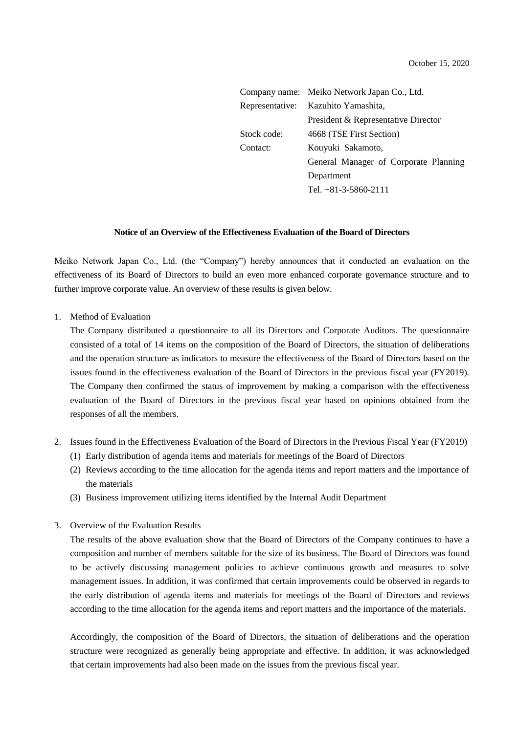October 15, 2020

| | |
|---|---|
| Company name: | Meiko Network Japan Co., Ltd. |
| Representative: | Kazuhito Yamashita, President & Representative Director |
| Stock code: | 4668 (TSE First Section) |
| Contact: | Kouyuki Sakamoto, General Manager of Corporate Planning Department Tel. +81-3-5860-2111 |

**Notice of an Overview of the Effectiveness Evaluation of the Board of Directors**

Meiko Network Japan Co., Ltd. (the "Company") hereby announces that it conducted an evaluation on the effectiveness of its Board of Directors to build an even more enhanced corporate governance structure and to further improve corporate value. An overview of these results is given below.

1. Method of Evaluation

   The Company distributed a questionnaire to all its Directors and Corporate Auditors. The questionnaire consisted of a total of 14 items on the composition of the Board of Directors, the situation of deliberations and the operation structure as indicators to measure the effectiveness of the Board of Directors based on the issues found in the effectiveness evaluation of the Board of Directors in the previous fiscal year (FY2019). The Company then confirmed the status of improvement by making a comparison with the effectiveness evaluation of the Board of Directors in the previous fiscal year based on opinions obtained from the responses of all the members.

2. Issues found in the Effectiveness Evaluation of the Board of Directors in the Previous Fiscal Year (FY2019)
   (1) Early distribution of agenda items and materials for meetings of the Board of Directors
   (2) Reviews according to the time allocation for the agenda items and report matters and the importance of the materials
   (3) Business improvement utilizing items identified by the Internal Audit Department

3. Overview of the Evaluation Results

   The results of the above evaluation show that the Board of Directors of the Company continues to have a composition and number of members suitable for the size of its business. The Board of Directors was found to be actively discussing management policies to achieve continuous growth and measures to solve management issues. In addition, it was confirmed that certain improvements could be observed in regards to the early distribution of agenda items and materials for meetings of the Board of Directors and reviews according to the time allocation for the agenda items and report matters and the importance of the materials.

   Accordingly, the composition of the Board of Directors, the situation of deliberations and the operation structure were recognized as generally being appropriate and effective. In addition, it was acknowledged that certain improvements had also been made on the issues from the previous fiscal year.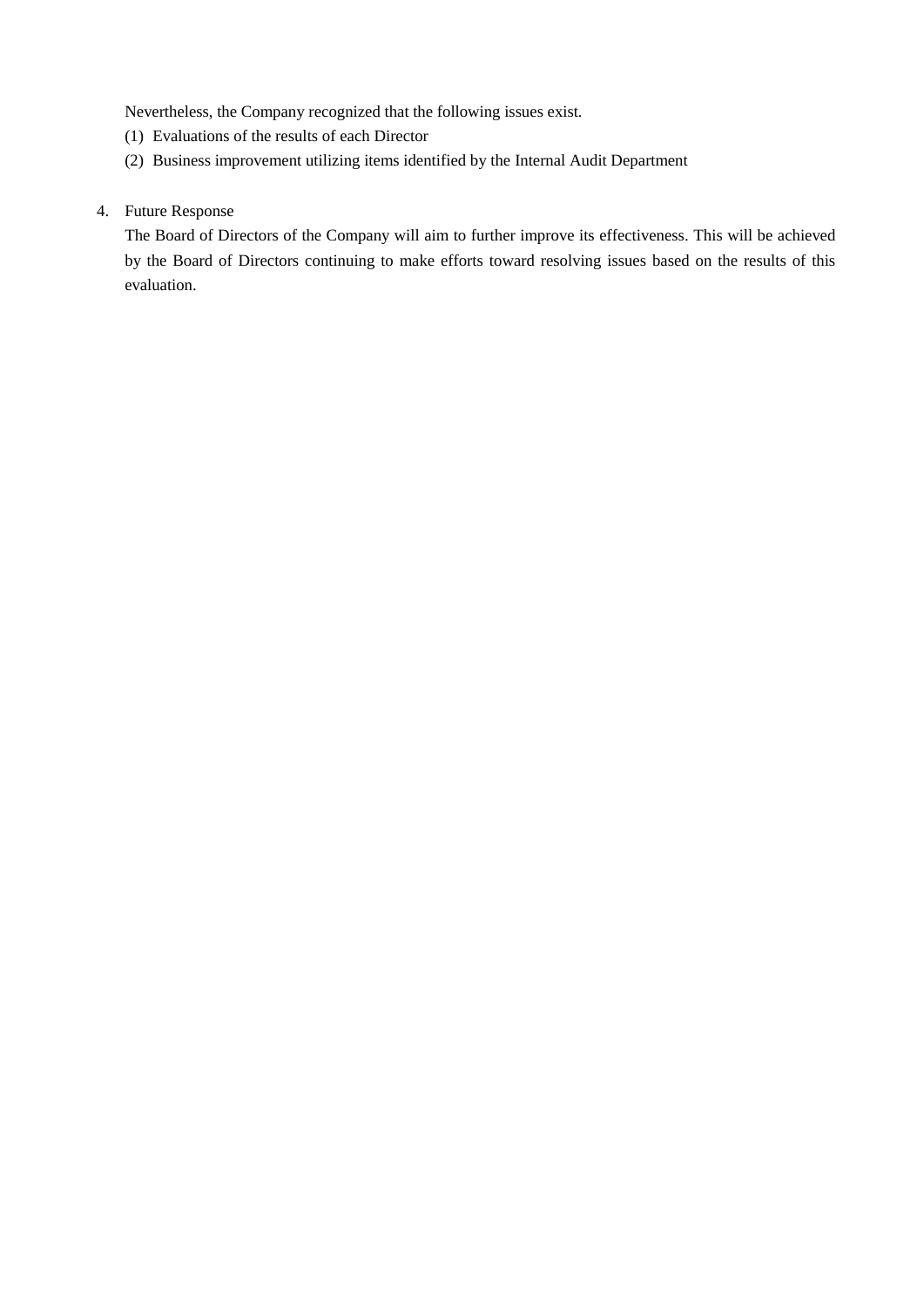Nevertheless, the Company recognized that the following issues exist.

(1) Evaluations of the results of each Director

(2) Business improvement utilizing items identified by the Internal Audit Department

4. Future Response

   The Board of Directors of the Company will aim to further improve its effectiveness. This will be achieved by the Board of Directors continuing to make efforts toward resolving issues based on the results of this evaluation.